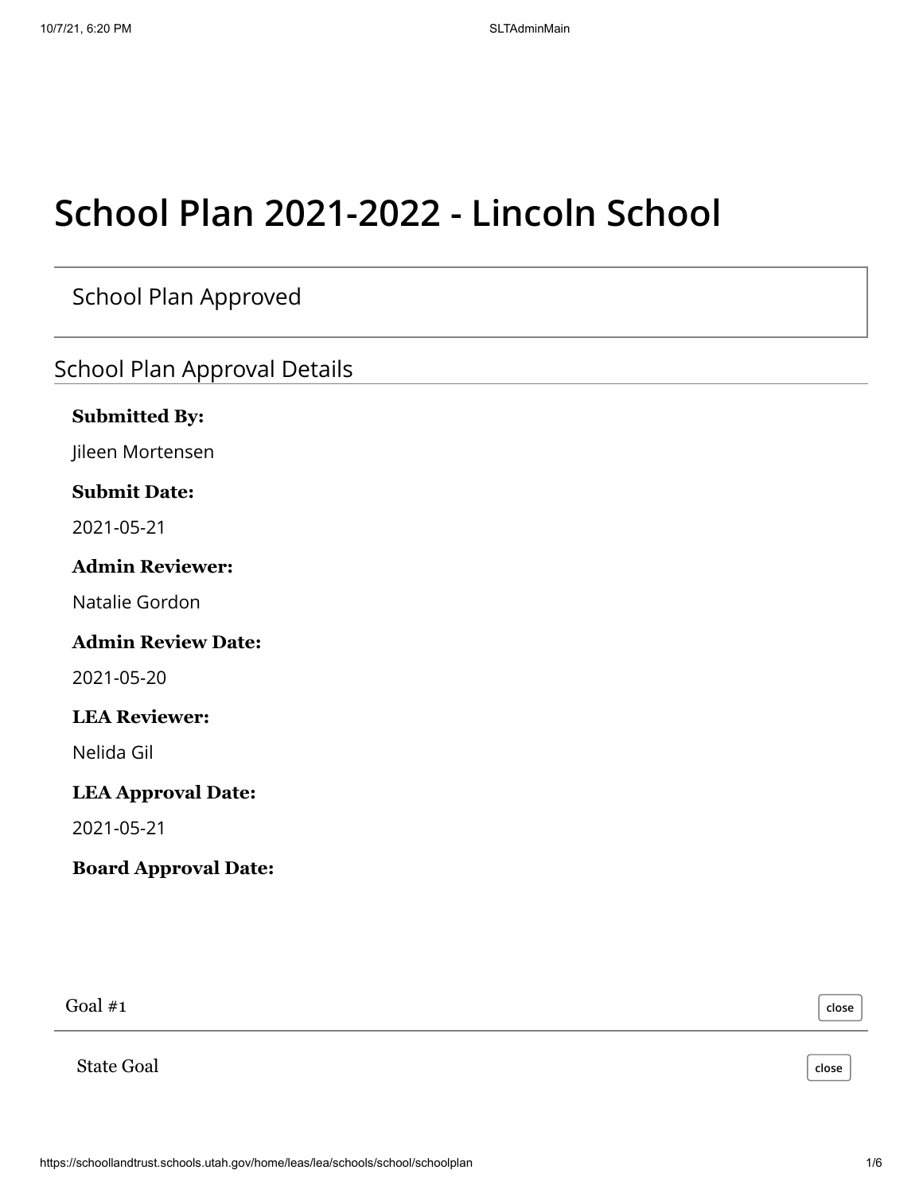# School Plan 2021-2022 - Lincoln School

School Plan Approved

## School Plan Approval Details

**Submitted By:**

Jileen Mortensen

**Submit Date:**

2021-05-21

**Admin Reviewer:**

Natalie Gordon

**Admin Review Date:**

2021-05-20

**LEA Reviewer:**

Nelida Gil

**LEA Approval Date:**

2021-05-21

**Board Approval Date:**

Goal #1

State Goal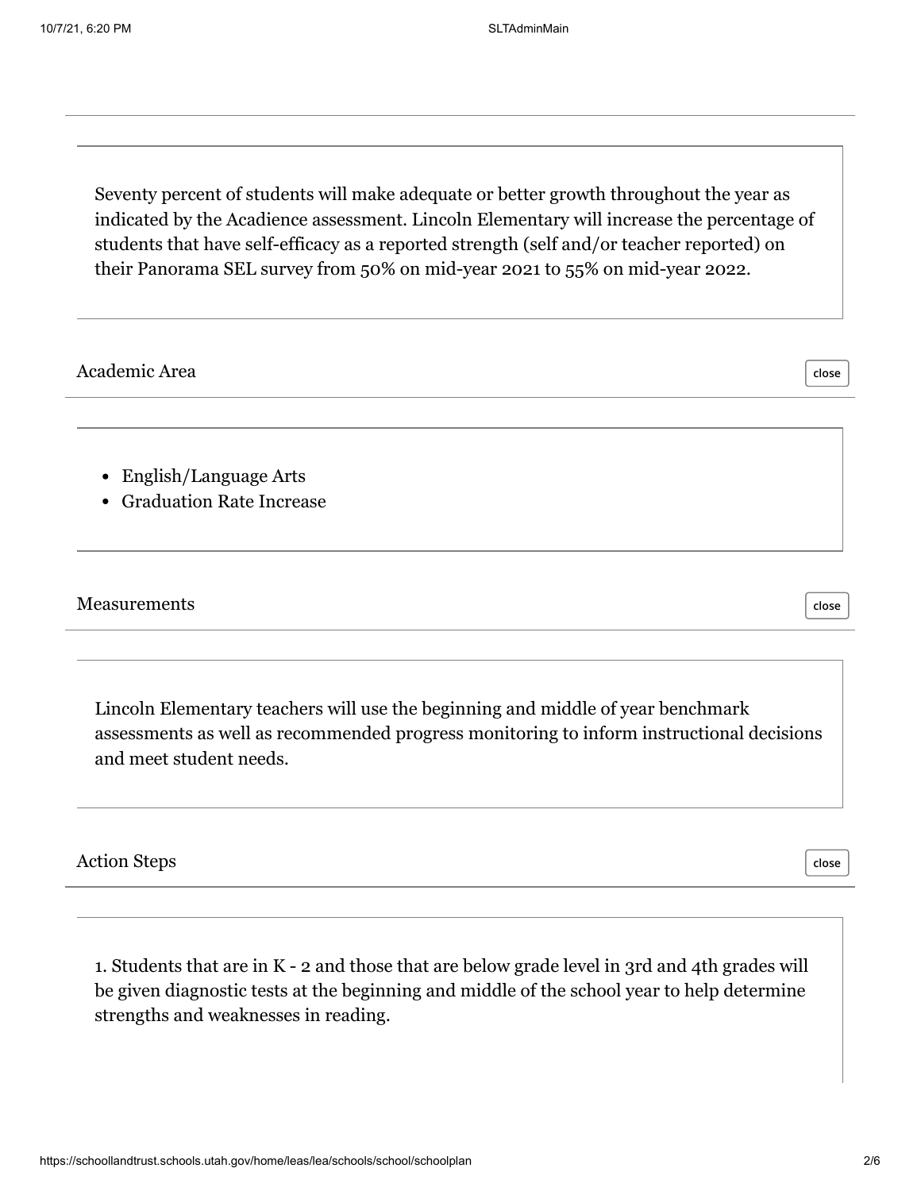Seventy percent of students will make adequate or better growth throughout the year as indicated by the Acadience assessment. Lincoln Elementary will increase the percentage of students that have self-efficacy as a reported strength (self and/or teacher reported) on their Panorama SEL survey from 50% on mid-year 2021 to 55% on mid-year 2022.

## Academic Area

- English/Language Arts
- Graduation Rate Increase

## Measurements

Lincoln Elementary teachers will use the beginning and middle of year benchmark assessments as well as recommended progress monitoring to inform instructional decisions and meet student needs.

## Action Steps

1. Students that are in K - 2 and those that are below grade level in 3rd and 4th grades will be given diagnostic tests at the beginning and middle of the school year to help determine strengths and weaknesses in reading.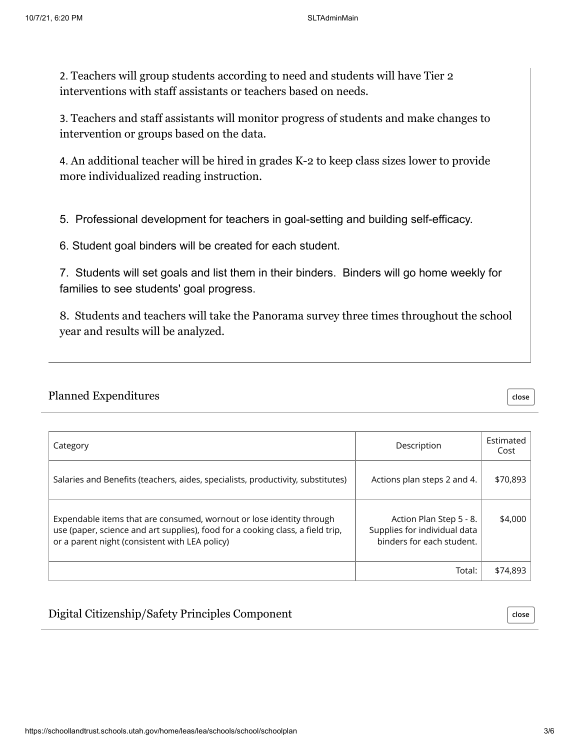2. Teachers will group students according to need and students will have Tier 2 interventions with staff assistants or teachers based on needs.

3. Teachers and staff assistants will monitor progress of students and make changes to intervention or groups based on the data.

4. An additional teacher will be hired in grades K-2 to keep class sizes lower to provide more individualized reading instruction.

5. Professional development for teachers in goal-setting and building self-efficacy.

6. Student goal binders will be created for each student.

7. Students will set goals and list them in their binders. Binders will go home weekly for families to see students' goal progress.

8. Students and teachers will take the Panorama survey three times throughout the school year and results will be analyzed.

## Planned Expenditures

| Category | Description | Estimated Cost |
|---|---|---|
| Salaries and Benefits (teachers, aides, specialists, productivity, substitutes) | Actions plan steps 2 and 4. | $70,893 |
| Expendable items that are consumed, wornout or lose identity through use (paper, science and art supplies), food for a cooking class, a field trip, or a parent night (consistent with LEA policy) | Action Plan Step 5 - 8. Supplies for individual data binders for each student. | $4,000 |
| | Total: | $74,893 |

## Digital Citizenship/Safety Principles Component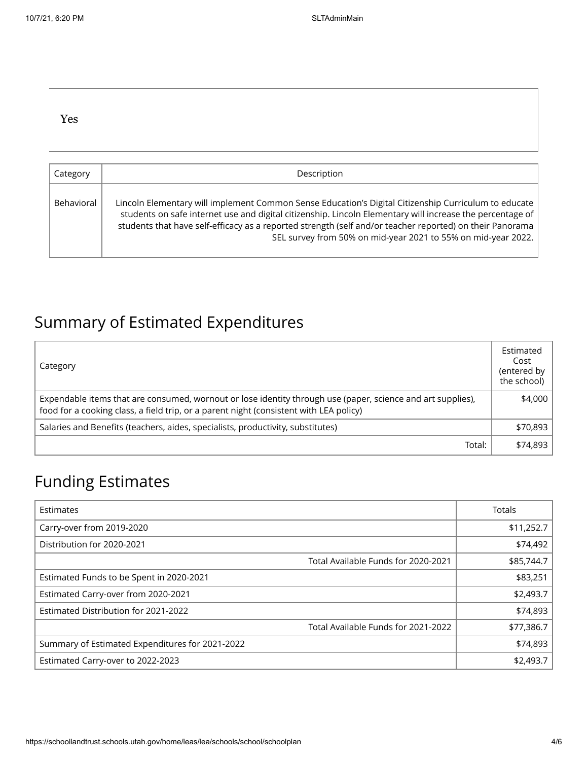Yes

| Category | Description |
| --- | --- |
| Behavioral | Lincoln Elementary will implement Common Sense Education's Digital Citizenship Curriculum to educate students on safe internet use and digital citizenship. Lincoln Elementary will increase the percentage of students that have self-efficacy as a reported strength (self and/or teacher reported) on their Panorama SEL survey from 50% on mid-year 2021 to 55% on mid-year 2022. |

## Summary of Estimated Expenditures

| Category | Estimated Cost (entered by the school) |
| --- | --- |
| Expendable items that are consumed, wornout or lose identity through use (paper, science and art supplies), food for a cooking class, a field trip, or a parent night (consistent with LEA policy) | $4,000 |
| Salaries and Benefits (teachers, aides, specialists, productivity, substitutes) | $70,893 |
| Total: | $74,893 |

## Funding Estimates

| Estimates | Totals |
| --- | --- |
| Carry-over from 2019-2020 | $11,252.7 |
| Distribution for 2020-2021 | $74,492 |
| Total Available Funds for 2020-2021 | $85,744.7 |
| Estimated Funds to be Spent in 2020-2021 | $83,251 |
| Estimated Carry-over from 2020-2021 | $2,493.7 |
| Estimated Distribution for 2021-2022 | $74,893 |
| Total Available Funds for 2021-2022 | $77,386.7 |
| Summary of Estimated Expenditures for 2021-2022 | $74,893 |
| Estimated Carry-over to 2022-2023 | $2,493.7 |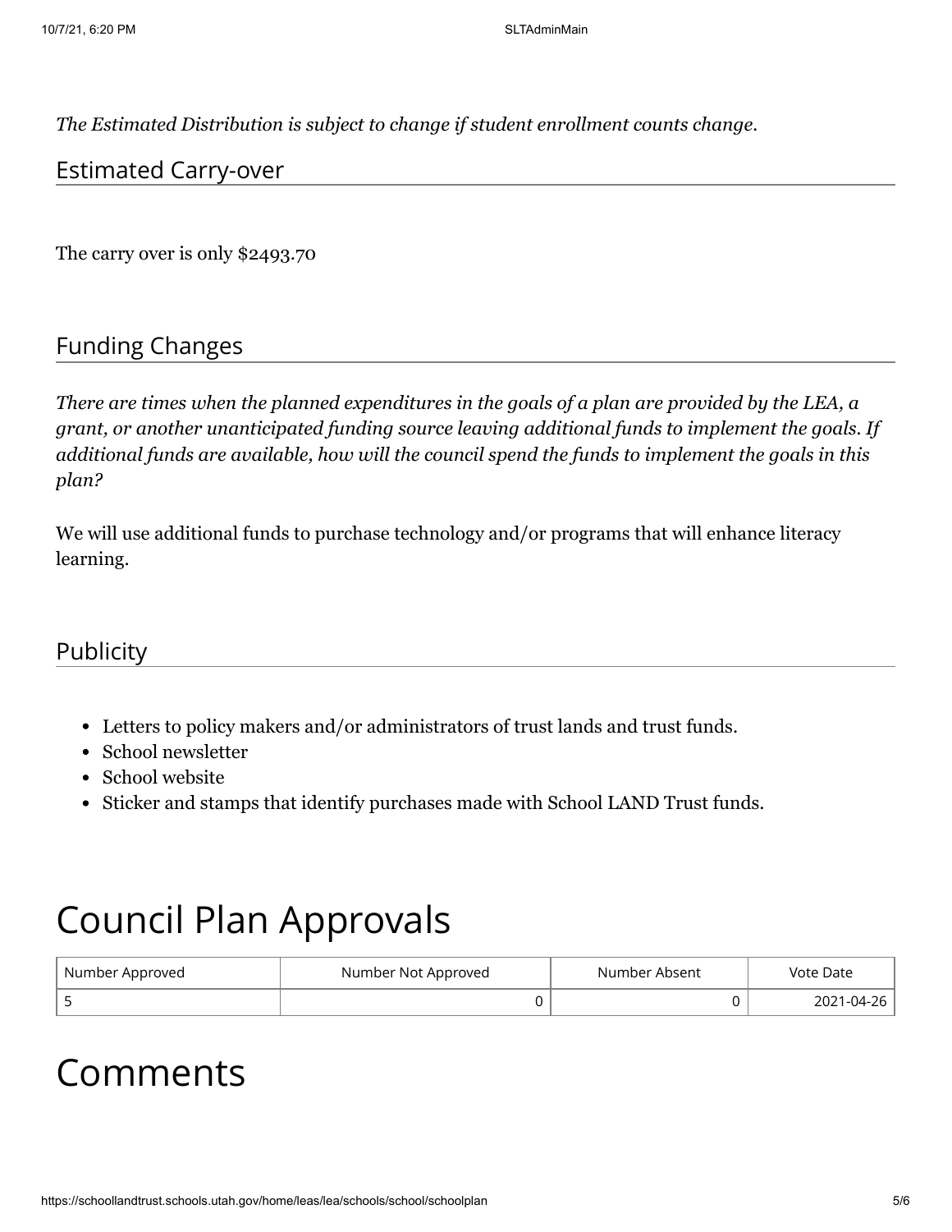*The Estimated Distribution is subject to change if student enrollment counts change.*

## Estimated Carry-over

The carry over is only $2493.70

## Funding Changes

*There are times when the planned expenditures in the goals of a plan are provided by the LEA, a grant, or another unanticipated funding source leaving additional funds to implement the goals. If additional funds are available, how will the council spend the funds to implement the goals in this plan?*

We will use additional funds to purchase technology and/or programs that will enhance literacy learning.

## Publicity

- Letters to policy makers and/or administrators of trust lands and trust funds.
- School newsletter
- School website
- Sticker and stamps that identify purchases made with School LAND Trust funds.

# Council Plan Approvals

| Number Approved | Number Not Approved | Number Absent | Vote Date |
|---|---|---|---|
| 5 | 0 | 0 | 2021-04-26 |

# Comments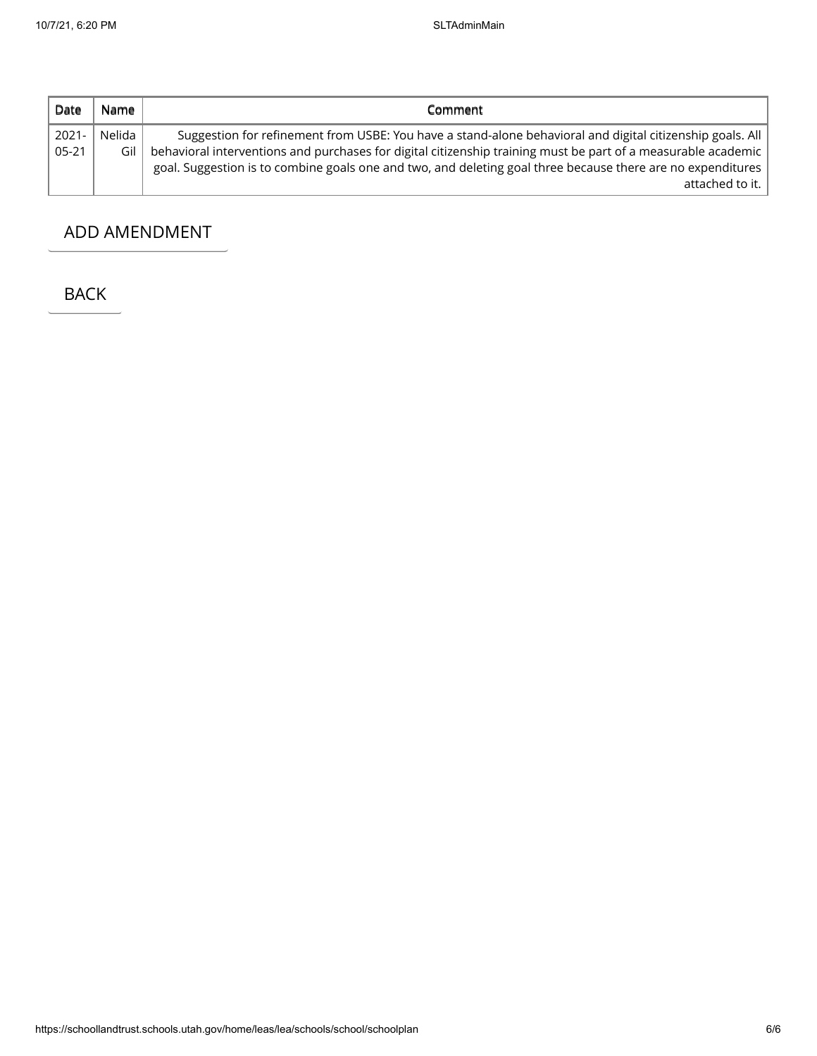| Date | Name | Comment |
| --- | --- | --- |
| 2021-05-21 | Nelida Gil | Suggestion for refinement from USBE: You have a stand-alone behavioral and digital citizenship goals. All behavioral interventions and purchases for digital citizenship training must be part of a measurable academic goal. Suggestion is to combine goals one and two, and deleting goal three because there are no expenditures attached to it. |

ADD AMENDMENT

BACK